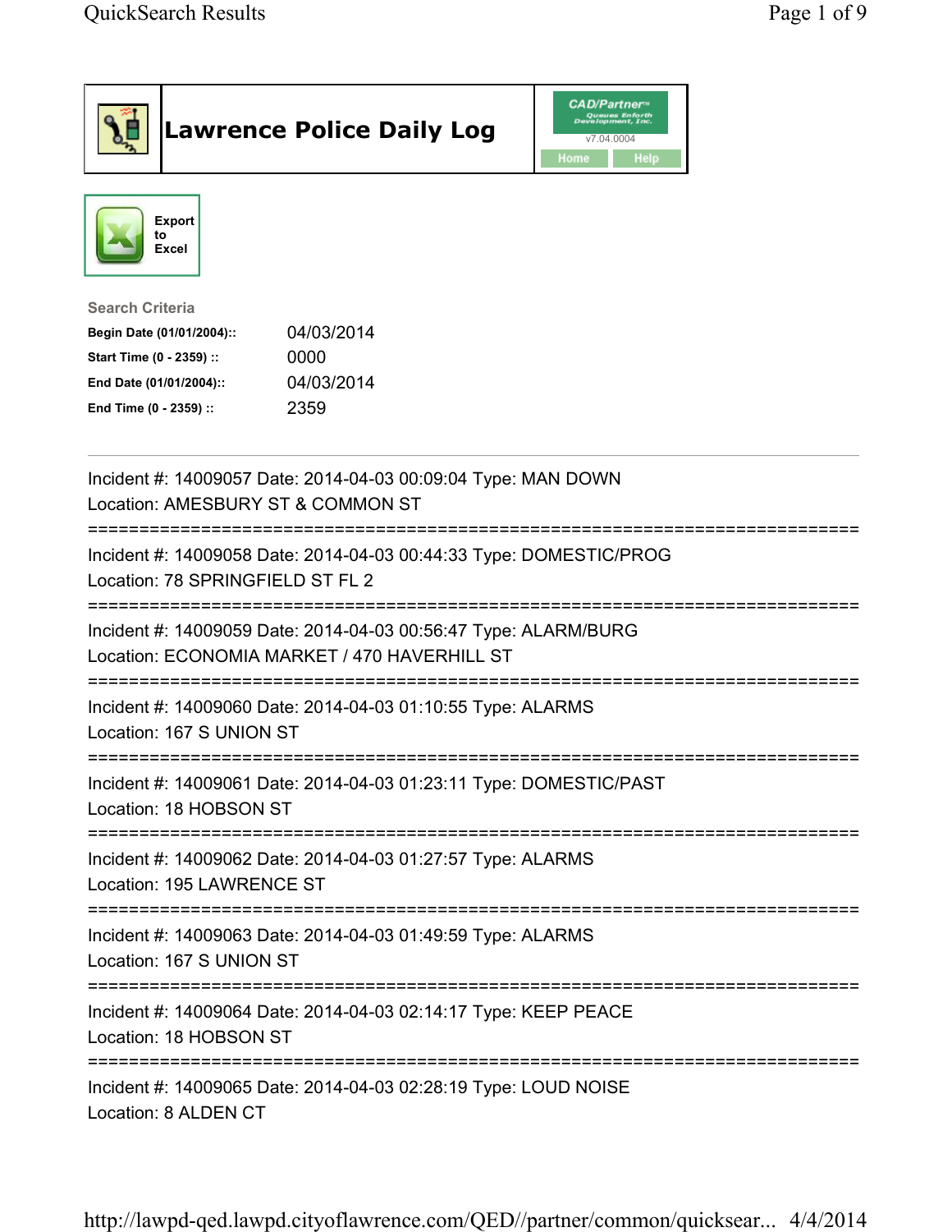# Lawrence Police Daily Log

CAD/Partner™ Queues Enforth Development, Inc. v7.04.0004

Home | Help

Export to Excel

**Search Criteria**

| | |
|---|---|
| **Begin Date (01/01/2004)::** | 04/03/2014 |
| **Start Time (0 - 2359) ::** | 0000 |
| **End Date (01/01/2004)::** | 04/03/2014 |
| **End Time (0 - 2359) ::** | 2359 |

---

Incident #: 14009057 Date: 2014-04-03 00:09:04 Type: MAN DOWN
Location: AMESBURY ST & COMMON ST
===========================================================================
Incident #: 14009058 Date: 2014-04-03 00:44:33 Type: DOMESTIC/PROG
Location: 78 SPRINGFIELD ST FL 2
===========================================================================
Incident #: 14009059 Date: 2014-04-03 00:56:47 Type: ALARM/BURG
Location: ECONOMIA MARKET / 470 HAVERHILL ST
===========================================================================
Incident #: 14009060 Date: 2014-04-03 01:10:55 Type: ALARMS
Location: 167 S UNION ST
===========================================================================
Incident #: 14009061 Date: 2014-04-03 01:23:11 Type: DOMESTIC/PAST
Location: 18 HOBSON ST
===========================================================================
Incident #: 14009062 Date: 2014-04-03 01:27:57 Type: ALARMS
Location: 195 LAWRENCE ST
===========================================================================
Incident #: 14009063 Date: 2014-04-03 01:49:59 Type: ALARMS
Location: 167 S UNION ST
===========================================================================
Incident #: 14009064 Date: 2014-04-03 02:14:17 Type: KEEP PEACE
Location: 18 HOBSON ST
===========================================================================
Incident #: 14009065 Date: 2014-04-03 02:28:19 Type: LOUD NOISE
Location: 8 ALDEN CT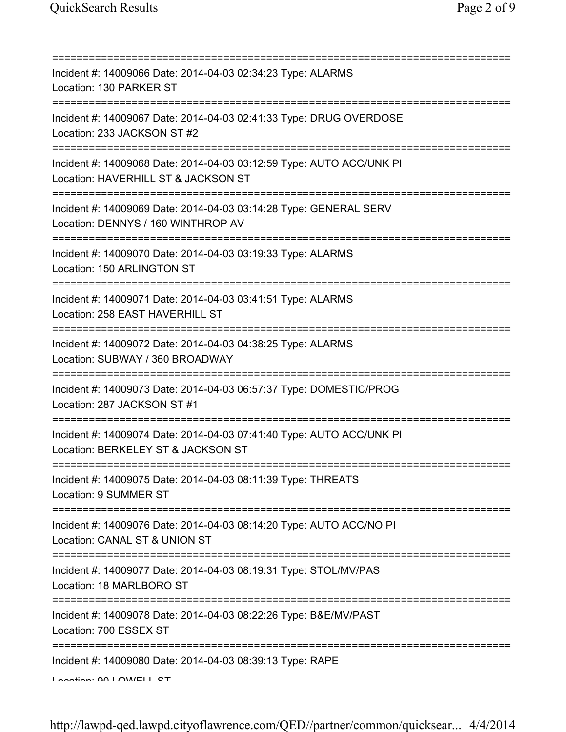===========================================================================
Incident #: 14009066 Date: 2014-04-03 02:34:23 Type: ALARMS
Location: 130 PARKER ST
===========================================================================
Incident #: 14009067 Date: 2014-04-03 02:41:33 Type: DRUG OVERDOSE
Location: 233 JACKSON ST #2
===========================================================================
Incident #: 14009068 Date: 2014-04-03 03:12:59 Type: AUTO ACC/UNK PI
Location: HAVERHILL ST & JACKSON ST
===========================================================================
Incident #: 14009069 Date: 2014-04-03 03:14:28 Type: GENERAL SERV
Location: DENNYS / 160 WINTHROP AV
===========================================================================
Incident #: 14009070 Date: 2014-04-03 03:19:33 Type: ALARMS
Location: 150 ARLINGTON ST
===========================================================================
Incident #: 14009071 Date: 2014-04-03 03:41:51 Type: ALARMS
Location: 258 EAST HAVERHILL ST
===========================================================================
Incident #: 14009072 Date: 2014-04-03 04:38:25 Type: ALARMS
Location: SUBWAY / 360 BROADWAY
===========================================================================
Incident #: 14009073 Date: 2014-04-03 06:57:37 Type: DOMESTIC/PROG
Location: 287 JACKSON ST #1
===========================================================================
Incident #: 14009074 Date: 2014-04-03 07:41:40 Type: AUTO ACC/UNK PI
Location: BERKELEY ST & JACKSON ST
===========================================================================
Incident #: 14009075 Date: 2014-04-03 08:11:39 Type: THREATS
Location: 9 SUMMER ST
===========================================================================
Incident #: 14009076 Date: 2014-04-03 08:14:20 Type: AUTO ACC/NO PI
Location: CANAL ST & UNION ST
===========================================================================
Incident #: 14009077 Date: 2014-04-03 08:19:31 Type: STOL/MV/PAS
Location: 18 MARLBORO ST
===========================================================================
Incident #: 14009078 Date: 2014-04-03 08:22:26 Type: B&E/MV/PAST
Location: 700 ESSEX ST
===========================================================================
Incident #: 14009080 Date: 2014-04-03 08:39:13 Type: RAPE
Location: 90 LOWELL ST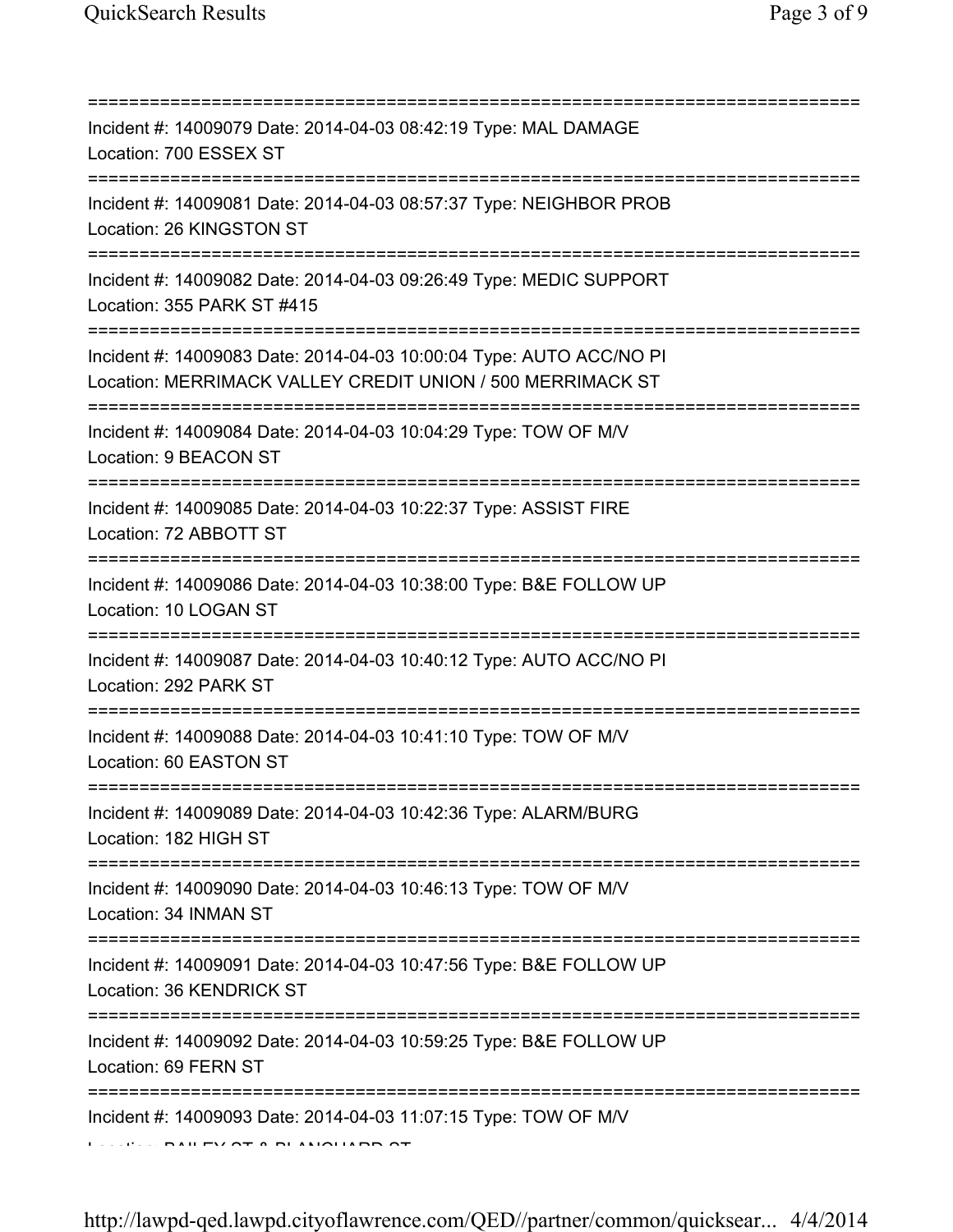===========================================================================
Incident #: 14009079 Date: 2014-04-03 08:42:19 Type: MAL DAMAGE
Location: 700 ESSEX ST
===========================================================================
Incident #: 14009081 Date: 2014-04-03 08:57:37 Type: NEIGHBOR PROB
Location: 26 KINGSTON ST
===========================================================================
Incident #: 14009082 Date: 2014-04-03 09:26:49 Type: MEDIC SUPPORT
Location: 355 PARK ST #415
===========================================================================
Incident #: 14009083 Date: 2014-04-03 10:00:04 Type: AUTO ACC/NO PI
Location: MERRIMACK VALLEY CREDIT UNION / 500 MERRIMACK ST
===========================================================================
Incident #: 14009084 Date: 2014-04-03 10:04:29 Type: TOW OF M/V
Location: 9 BEACON ST
===========================================================================
Incident #: 14009085 Date: 2014-04-03 10:22:37 Type: ASSIST FIRE
Location: 72 ABBOTT ST
===========================================================================
Incident #: 14009086 Date: 2014-04-03 10:38:00 Type: B&E FOLLOW UP
Location: 10 LOGAN ST
===========================================================================
Incident #: 14009087 Date: 2014-04-03 10:40:12 Type: AUTO ACC/NO PI
Location: 292 PARK ST
===========================================================================
Incident #: 14009088 Date: 2014-04-03 10:41:10 Type: TOW OF M/V
Location: 60 EASTON ST
===========================================================================
Incident #: 14009089 Date: 2014-04-03 10:42:36 Type: ALARM/BURG
Location: 182 HIGH ST
===========================================================================
Incident #: 14009090 Date: 2014-04-03 10:46:13 Type: TOW OF M/V
Location: 34 INMAN ST
===========================================================================
Incident #: 14009091 Date: 2014-04-03 10:47:56 Type: B&E FOLLOW UP
Location: 36 KENDRICK ST
===========================================================================
Incident #: 14009092 Date: 2014-04-03 10:59:25 Type: B&E FOLLOW UP
Location: 69 FERN ST
===========================================================================
Incident #: 14009093 Date: 2014-04-03 11:07:15 Type: TOW OF M/V
Location: BAILEY ST & BLANCHARD ST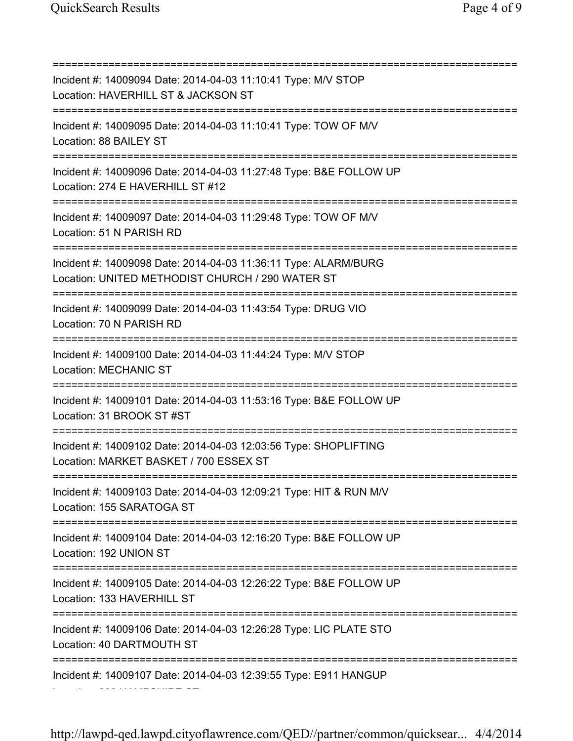===========================================================================
Incident #: 14009094 Date: 2014-04-03 11:10:41 Type: M/V STOP
Location: HAVERHILL ST & JACKSON ST
===========================================================================
Incident #: 14009095 Date: 2014-04-03 11:10:41 Type: TOW OF M/V
Location: 88 BAILEY ST
===========================================================================
Incident #: 14009096 Date: 2014-04-03 11:27:48 Type: B&E FOLLOW UP
Location: 274 E HAVERHILL ST #12
===========================================================================
Incident #: 14009097 Date: 2014-04-03 11:29:48 Type: TOW OF M/V
Location: 51 N PARISH RD
===========================================================================
Incident #: 14009098 Date: 2014-04-03 11:36:11 Type: ALARM/BURG
Location: UNITED METHODIST CHURCH / 290 WATER ST
===========================================================================
Incident #: 14009099 Date: 2014-04-03 11:43:54 Type: DRUG VIO
Location: 70 N PARISH RD
===========================================================================
Incident #: 14009100 Date: 2014-04-03 11:44:24 Type: M/V STOP
Location: MECHANIC ST
===========================================================================
Incident #: 14009101 Date: 2014-04-03 11:53:16 Type: B&E FOLLOW UP
Location: 31 BROOK ST #ST
===========================================================================
Incident #: 14009102 Date: 2014-04-03 12:03:56 Type: SHOPLIFTING
Location: MARKET BASKET / 700 ESSEX ST
===========================================================================
Incident #: 14009103 Date: 2014-04-03 12:09:21 Type: HIT & RUN M/V
Location: 155 SARATOGA ST
===========================================================================
Incident #: 14009104 Date: 2014-04-03 12:16:20 Type: B&E FOLLOW UP
Location: 192 UNION ST
===========================================================================
Incident #: 14009105 Date: 2014-04-03 12:26:22 Type: B&E FOLLOW UP
Location: 133 HAVERHILL ST
===========================================================================
Incident #: 14009106 Date: 2014-04-03 12:26:28 Type: LIC PLATE STO
Location: 40 DARTMOUTH ST
===========================================================================
Incident #: 14009107 Date: 2014-04-03 12:39:55 Type: E911 HANGUP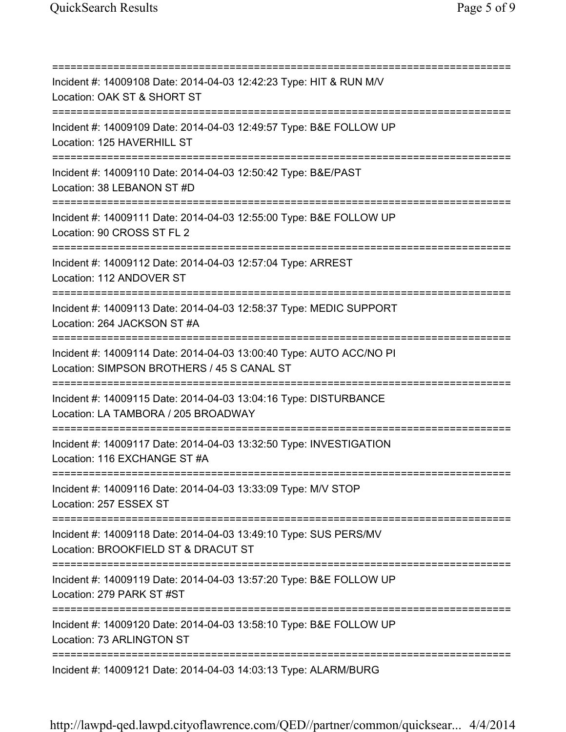===========================================================================

Incident #: 14009108 Date: 2014-04-03 12:42:23 Type: HIT & RUN M/V
Location: OAK ST & SHORT ST

===========================================================================

Incident #: 14009109 Date: 2014-04-03 12:49:57 Type: B&E FOLLOW UP
Location: 125 HAVERHILL ST

===========================================================================

Incident #: 14009110 Date: 2014-04-03 12:50:42 Type: B&E/PAST
Location: 38 LEBANON ST #D

===========================================================================

Incident #: 14009111 Date: 2014-04-03 12:55:00 Type: B&E FOLLOW UP
Location: 90 CROSS ST FL 2

===========================================================================

Incident #: 14009112 Date: 2014-04-03 12:57:04 Type: ARREST
Location: 112 ANDOVER ST

===========================================================================

Incident #: 14009113 Date: 2014-04-03 12:58:37 Type: MEDIC SUPPORT
Location: 264 JACKSON ST #A

===========================================================================

Incident #: 14009114 Date: 2014-04-03 13:00:40 Type: AUTO ACC/NO PI
Location: SIMPSON BROTHERS / 45 S CANAL ST

===========================================================================

Incident #: 14009115 Date: 2014-04-03 13:04:16 Type: DISTURBANCE
Location: LA TAMBORA / 205 BROADWAY

===========================================================================

Incident #: 14009117 Date: 2014-04-03 13:32:50 Type: INVESTIGATION
Location: 116 EXCHANGE ST #A

===========================================================================

Incident #: 14009116 Date: 2014-04-03 13:33:09 Type: M/V STOP
Location: 257 ESSEX ST

===========================================================================

Incident #: 14009118 Date: 2014-04-03 13:49:10 Type: SUS PERS/MV
Location: BROOKFIELD ST & DRACUT ST

===========================================================================

Incident #: 14009119 Date: 2014-04-03 13:57:20 Type: B&E FOLLOW UP
Location: 279 PARK ST #ST

===========================================================================

Incident #: 14009120 Date: 2014-04-03 13:58:10 Type: B&E FOLLOW UP
Location: 73 ARLINGTON ST

===========================================================================

Incident #: 14009121 Date: 2014-04-03 14:03:13 Type: ALARM/BURG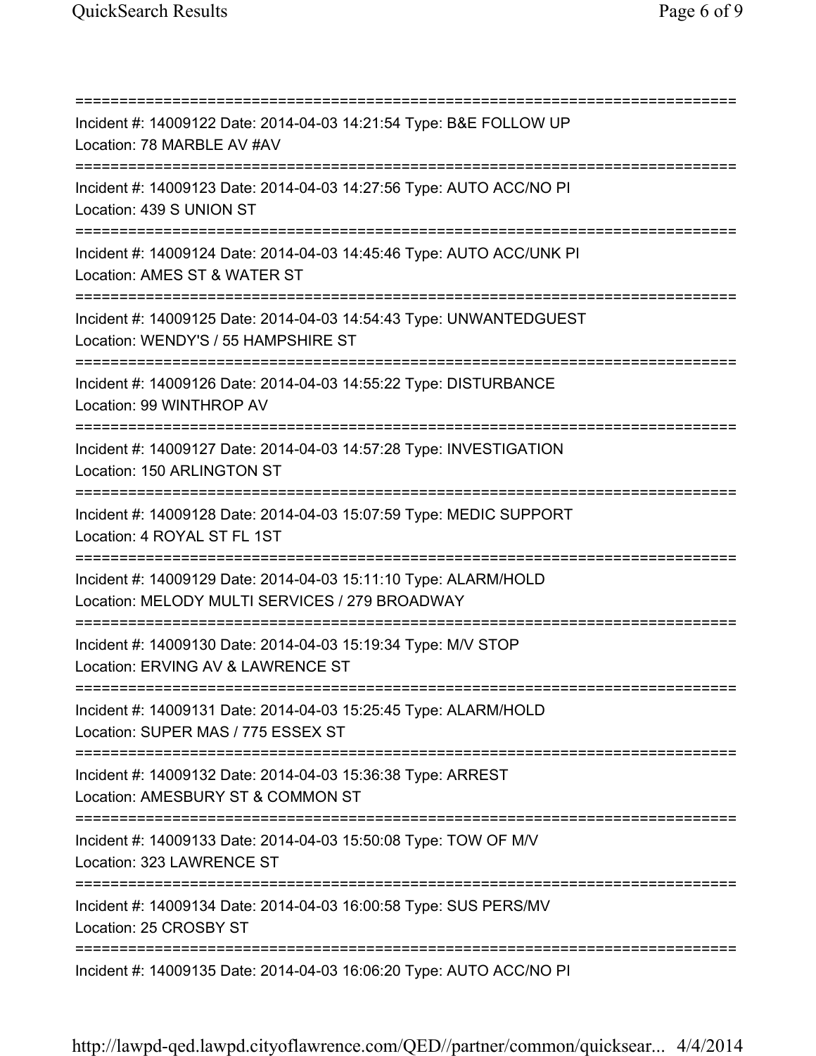===========================================================================
Incident #: 14009122 Date: 2014-04-03 14:21:54 Type: B&E FOLLOW UP
Location: 78 MARBLE AV #AV
===========================================================================
Incident #: 14009123 Date: 2014-04-03 14:27:56 Type: AUTO ACC/NO PI
Location: 439 S UNION ST
===========================================================================
Incident #: 14009124 Date: 2014-04-03 14:45:46 Type: AUTO ACC/UNK PI
Location: AMES ST & WATER ST
===========================================================================
Incident #: 14009125 Date: 2014-04-03 14:54:43 Type: UNWANTEDGUEST
Location: WENDY'S / 55 HAMPSHIRE ST
===========================================================================
Incident #: 14009126 Date: 2014-04-03 14:55:22 Type: DISTURBANCE
Location: 99 WINTHROP AV
===========================================================================
Incident #: 14009127 Date: 2014-04-03 14:57:28 Type: INVESTIGATION
Location: 150 ARLINGTON ST
===========================================================================
Incident #: 14009128 Date: 2014-04-03 15:07:59 Type: MEDIC SUPPORT
Location: 4 ROYAL ST FL 1ST
===========================================================================
Incident #: 14009129 Date: 2014-04-03 15:11:10 Type: ALARM/HOLD
Location: MELODY MULTI SERVICES / 279 BROADWAY
===========================================================================
Incident #: 14009130 Date: 2014-04-03 15:19:34 Type: M/V STOP
Location: ERVING AV & LAWRENCE ST
===========================================================================
Incident #: 14009131 Date: 2014-04-03 15:25:45 Type: ALARM/HOLD
Location: SUPER MAS / 775 ESSEX ST
===========================================================================
Incident #: 14009132 Date: 2014-04-03 15:36:38 Type: ARREST
Location: AMESBURY ST & COMMON ST
===========================================================================
Incident #: 14009133 Date: 2014-04-03 15:50:08 Type: TOW OF M/V
Location: 323 LAWRENCE ST
===========================================================================
Incident #: 14009134 Date: 2014-04-03 16:00:58 Type: SUS PERS/MV
Location: 25 CROSBY ST
===========================================================================
Incident #: 14009135 Date: 2014-04-03 16:06:20 Type: AUTO ACC/NO PI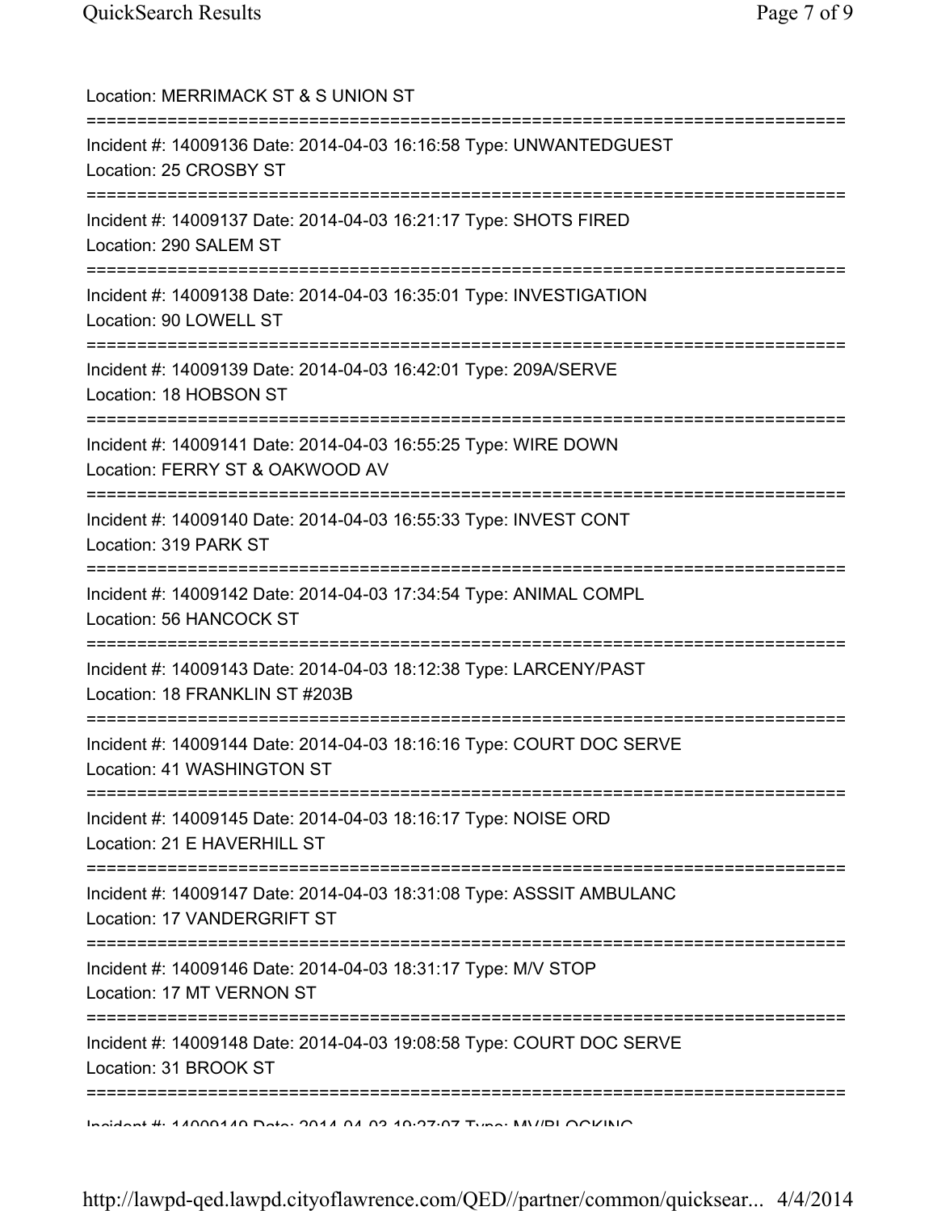Location: MERRIMACK ST & S UNION ST

===========================================================================

Incident #: 14009136 Date: 2014-04-03 16:16:58 Type: UNWANTEDGUEST

Location: 25 CROSBY ST

===========================================================================

Incident #: 14009137 Date: 2014-04-03 16:21:17 Type: SHOTS FIRED

Location: 290 SALEM ST

===========================================================================

Incident #: 14009138 Date: 2014-04-03 16:35:01 Type: INVESTIGATION

Location: 90 LOWELL ST

===========================================================================

Incident #: 14009139 Date: 2014-04-03 16:42:01 Type: 209A/SERVE

Location: 18 HOBSON ST

===========================================================================

Incident #: 14009141 Date: 2014-04-03 16:55:25 Type: WIRE DOWN

Location: FERRY ST & OAKWOOD AV

===========================================================================

Incident #: 14009140 Date: 2014-04-03 16:55:33 Type: INVEST CONT

Location: 319 PARK ST

===========================================================================

Incident #: 14009142 Date: 2014-04-03 17:34:54 Type: ANIMAL COMPL

Location: 56 HANCOCK ST

===========================================================================

Incident #: 14009143 Date: 2014-04-03 18:12:38 Type: LARCENY/PAST

Location: 18 FRANKLIN ST #203B

===========================================================================

Incident #: 14009144 Date: 2014-04-03 18:16:16 Type: COURT DOC SERVE

Location: 41 WASHINGTON ST

===========================================================================

Incident #: 14009145 Date: 2014-04-03 18:16:17 Type: NOISE ORD

Location: 21 E HAVERHILL ST

===========================================================================

Incident #: 14009147 Date: 2014-04-03 18:31:08 Type: ASSSIT AMBULANC

Location: 17 VANDERGRIFT ST

===========================================================================

Incident #: 14009146 Date: 2014-04-03 18:31:17 Type: M/V STOP

Location: 17 MT VERNON ST

===========================================================================

Incident #: 14009148 Date: 2014-04-03 19:08:58 Type: COURT DOC SERVE

Location: 31 BROOK ST

===========================================================================

Incident #: 14009149 Date: 2014-04-03 19:27:07 Type: MV/BLOCKING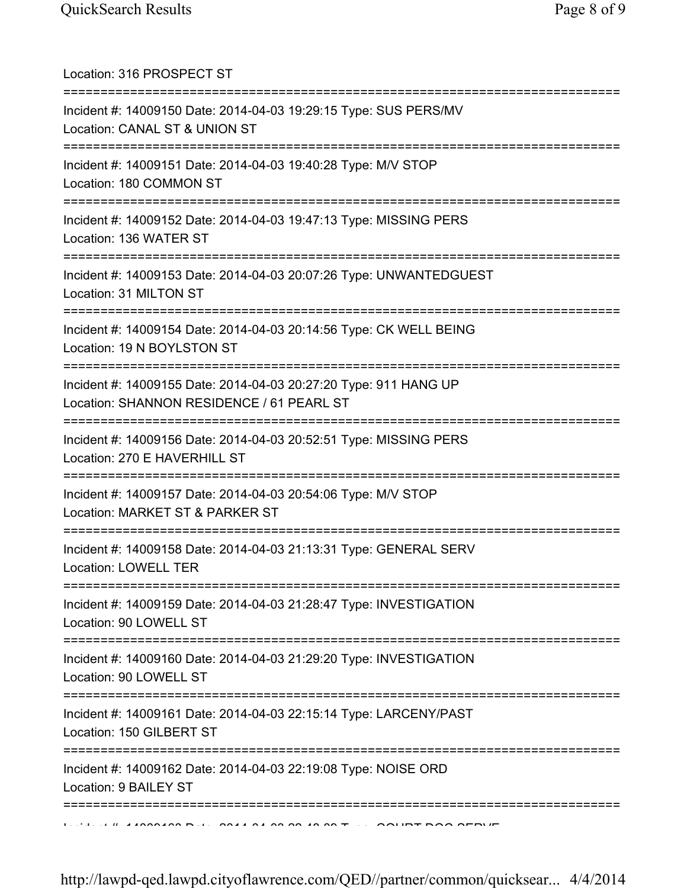Location: 316 PROSPECT ST

===========================================================================

Incident #: 14009150 Date: 2014-04-03 19:29:15 Type: SUS PERS/MV
Location: CANAL ST & UNION ST

===========================================================================

Incident #: 14009151 Date: 2014-04-03 19:40:28 Type: M/V STOP
Location: 180 COMMON ST

===========================================================================

Incident #: 14009152 Date: 2014-04-03 19:47:13 Type: MISSING PERS
Location: 136 WATER ST

===========================================================================

Incident #: 14009153 Date: 2014-04-03 20:07:26 Type: UNWANTEDGUEST
Location: 31 MILTON ST

===========================================================================

Incident #: 14009154 Date: 2014-04-03 20:14:56 Type: CK WELL BEING
Location: 19 N BOYLSTON ST

===========================================================================

Incident #: 14009155 Date: 2014-04-03 20:27:20 Type: 911 HANG UP
Location: SHANNON RESIDENCE / 61 PEARL ST

===========================================================================

Incident #: 14009156 Date: 2014-04-03 20:52:51 Type: MISSING PERS
Location: 270 E HAVERHILL ST

===========================================================================

Incident #: 14009157 Date: 2014-04-03 20:54:06 Type: M/V STOP
Location: MARKET ST & PARKER ST

===========================================================================

Incident #: 14009158 Date: 2014-04-03 21:13:31 Type: GENERAL SERV
Location: LOWELL TER

===========================================================================

Incident #: 14009159 Date: 2014-04-03 21:28:47 Type: INVESTIGATION
Location: 90 LOWELL ST

===========================================================================

Incident #: 14009160 Date: 2014-04-03 21:29:20 Type: INVESTIGATION
Location: 90 LOWELL ST

===========================================================================

Incident #: 14009161 Date: 2014-04-03 22:15:14 Type: LARCENY/PAST
Location: 150 GILBERT ST

===========================================================================

Incident #: 14009162 Date: 2014-04-03 22:19:08 Type: NOISE ORD
Location: 9 BAILEY ST

===========================================================================

Incident #: 14009163 Date: 2014-04-03 22:48:09 Type: COURT DOC SERVE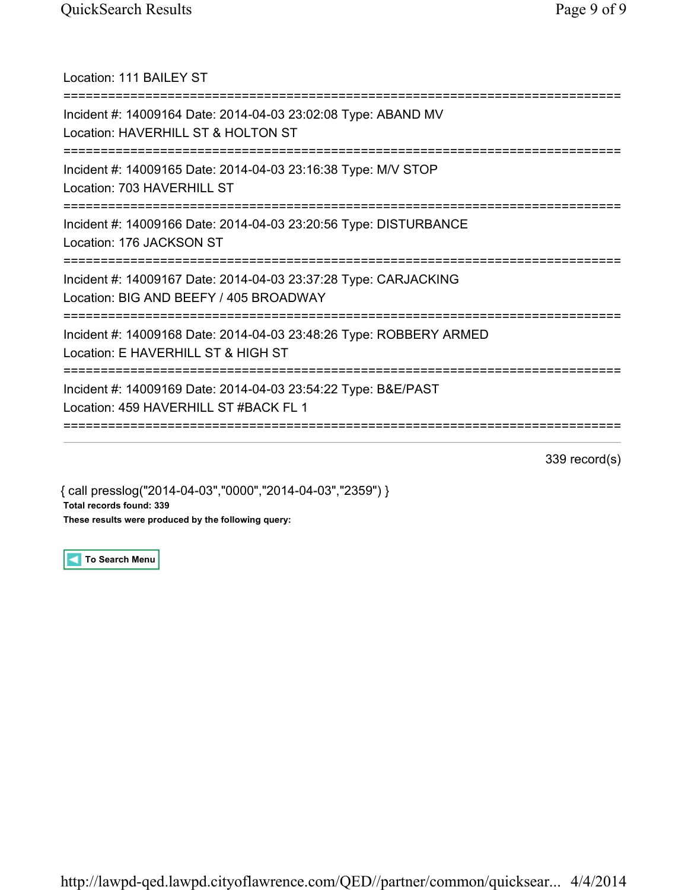Location: 111 BAILEY ST

===========================================================================

Incident #: 14009164 Date: 2014-04-03 23:02:08 Type: ABAND MV

Location: HAVERHILL ST & HOLTON ST

===========================================================================

Incident #: 14009165 Date: 2014-04-03 23:16:38 Type: M/V STOP

Location: 703 HAVERHILL ST

===========================================================================

Incident #: 14009166 Date: 2014-04-03 23:20:56 Type: DISTURBANCE

Location: 176 JACKSON ST

===========================================================================

Incident #: 14009167 Date: 2014-04-03 23:37:28 Type: CARJACKING

Location: BIG AND BEEFY / 405 BROADWAY

===========================================================================

Incident #: 14009168 Date: 2014-04-03 23:48:26 Type: ROBBERY ARMED

Location: E HAVERHILL ST & HIGH ST

===========================================================================

Incident #: 14009169 Date: 2014-04-03 23:54:22 Type: B&E/PAST

Location: 459 HAVERHILL ST #BACK FL 1

===========================================================================

339 record(s)

{ call presslog("2014-04-03","0000","2014-04-03","2359") }

**Total records found: 339**

**These results were produced by the following query:**

To Search Menu